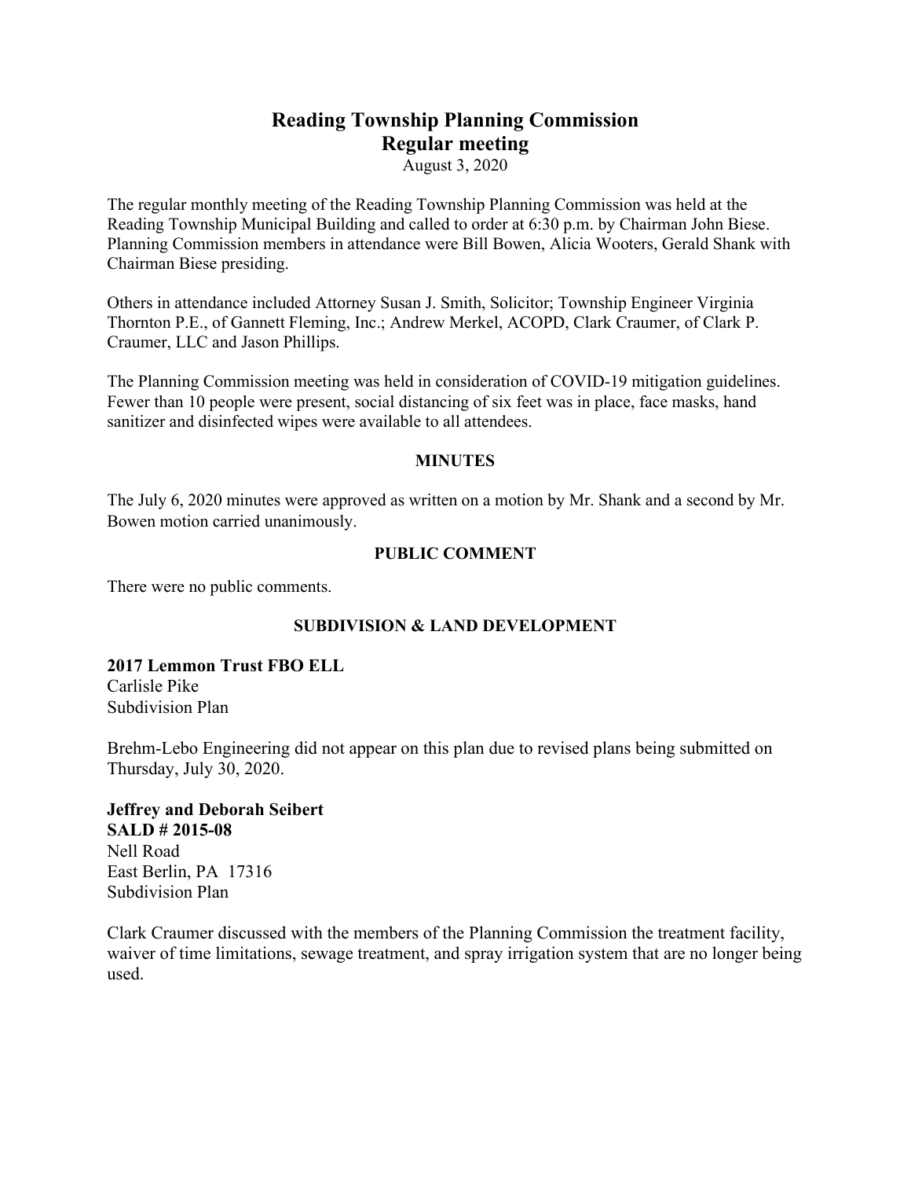# Reading Township Planning Commission
## Regular meeting

August 3, 2020

The regular monthly meeting of the Reading Township Planning Commission was held at the Reading Township Municipal Building and called to order at 6:30 p.m. by Chairman John Biese. Planning Commission members in attendance were Bill Bowen, Alicia Wooters, Gerald Shank with Chairman Biese presiding.

Others in attendance included Attorney Susan J. Smith, Solicitor; Township Engineer Virginia Thornton P.E., of Gannett Fleming, Inc.; Andrew Merkel, ACOPD, Clark Craumer, of Clark P. Craumer, LLC and Jason Phillips.

The Planning Commission meeting was held in consideration of COVID-19 mitigation guidelines. Fewer than 10 people were present, social distancing of six feet was in place, face masks, hand sanitizer and disinfected wipes were available to all attendees.

### MINUTES

The July 6, 2020 minutes were approved as written on a motion by Mr. Shank and a second by Mr. Bowen motion carried unanimously.

### PUBLIC COMMENT

There were no public comments.

### SUBDIVISION & LAND DEVELOPMENT

**2017 Lemmon Trust FBO ELL**
Carlisle Pike
Subdivision Plan

Brehm-Lebo Engineering did not appear on this plan due to revised plans being submitted on Thursday, July 30, 2020.

**Jeffrey and Deborah Seibert**
**SALD # 2015-08**
Nell Road
East Berlin, PA 17316
Subdivision Plan

Clark Craumer discussed with the members of the Planning Commission the treatment facility, waiver of time limitations, sewage treatment, and spray irrigation system that are no longer being used.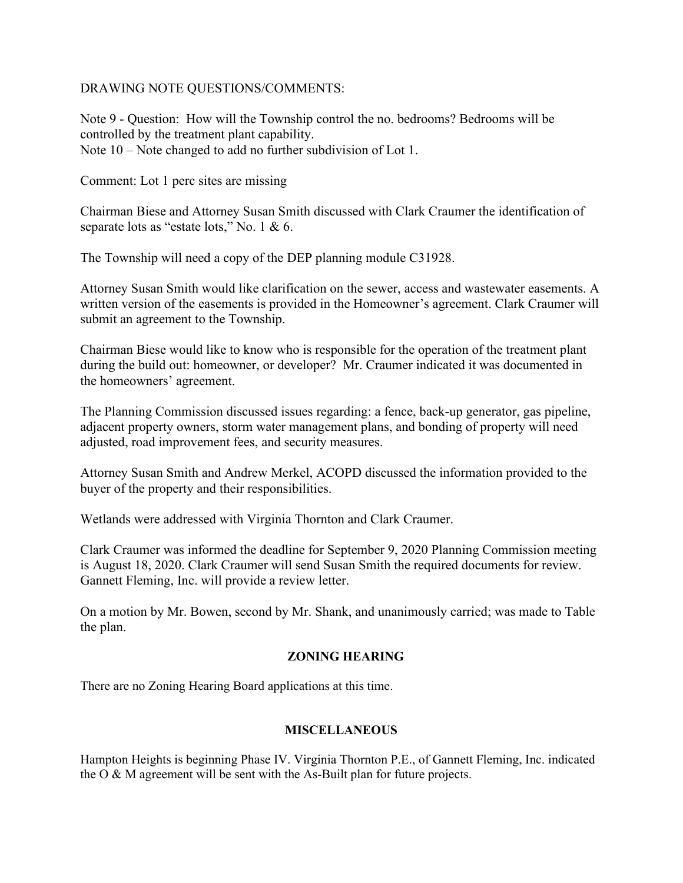DRAWING NOTE QUESTIONS/COMMENTS:

Note 9 - Question: How will the Township control the no. bedrooms? Bedrooms will be controlled by the treatment plant capability.
Note 10 – Note changed to add no further subdivision of Lot 1.

Comment: Lot 1 perc sites are missing

Chairman Biese and Attorney Susan Smith discussed with Clark Craumer the identification of separate lots as "estate lots," No. 1 & 6.

The Township will need a copy of the DEP planning module C31928.

Attorney Susan Smith would like clarification on the sewer, access and wastewater easements. A written version of the easements is provided in the Homeowner's agreement. Clark Craumer will submit an agreement to the Township.

Chairman Biese would like to know who is responsible for the operation of the treatment plant during the build out: homeowner, or developer? Mr. Craumer indicated it was documented in the homeowners' agreement.

The Planning Commission discussed issues regarding: a fence, back-up generator, gas pipeline, adjacent property owners, storm water management plans, and bonding of property will need adjusted, road improvement fees, and security measures.

Attorney Susan Smith and Andrew Merkel, ACOPD discussed the information provided to the buyer of the property and their responsibilities.

Wetlands were addressed with Virginia Thornton and Clark Craumer.

Clark Craumer was informed the deadline for September 9, 2020 Planning Commission meeting is August 18, 2020. Clark Craumer will send Susan Smith the required documents for review. Gannett Fleming, Inc. will provide a review letter.

On a motion by Mr. Bowen, second by Mr. Shank, and unanimously carried; was made to Table the plan.

## ZONING HEARING

There are no Zoning Hearing Board applications at this time.

## MISCELLANEOUS

Hampton Heights is beginning Phase IV. Virginia Thornton P.E., of Gannett Fleming, Inc. indicated the O & M agreement will be sent with the As-Built plan for future projects.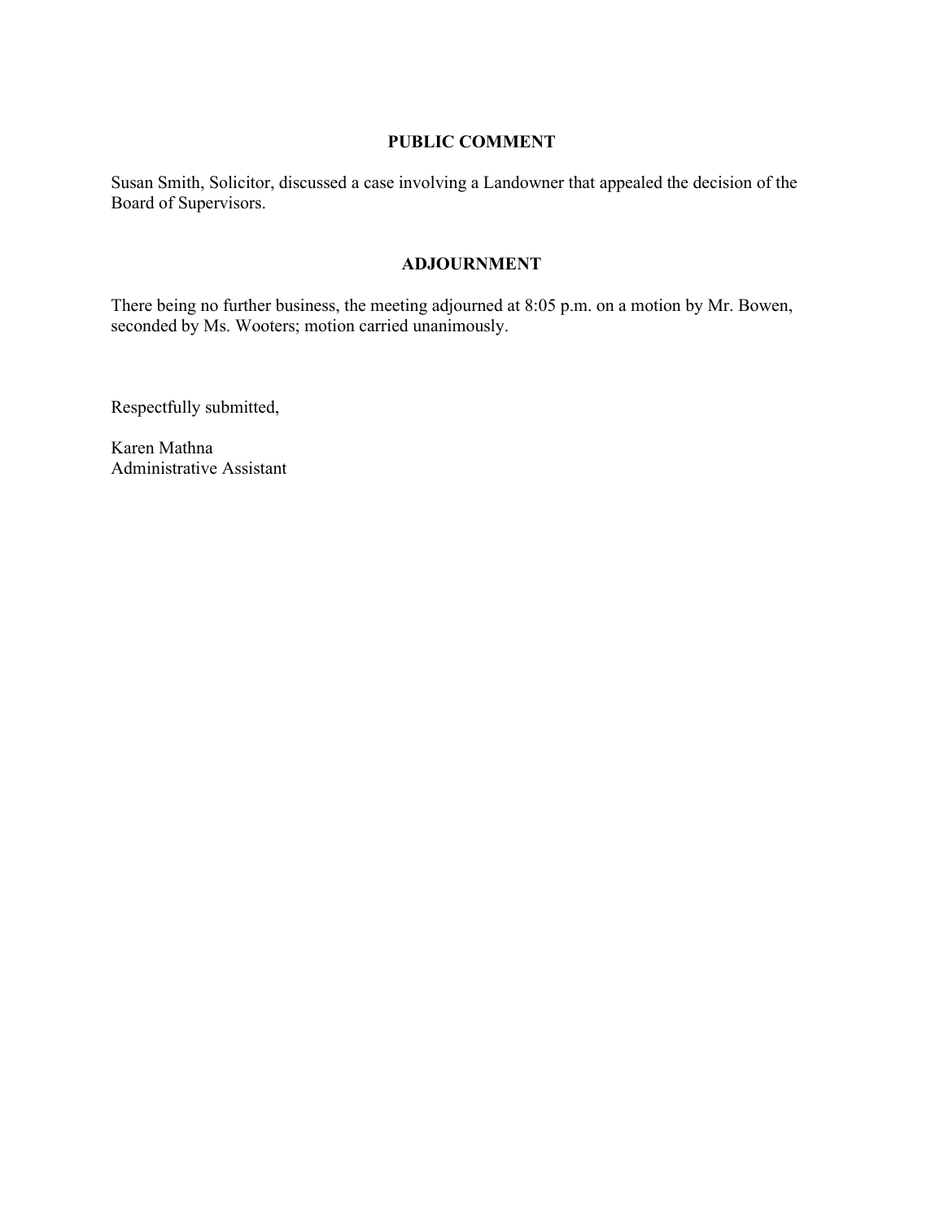## PUBLIC COMMENT

Susan Smith, Solicitor, discussed a case involving a Landowner that appealed the decision of the Board of Supervisors.

## ADJOURNMENT

There being no further business, the meeting adjourned at 8:05 p.m. on a motion by Mr. Bowen, seconded by Ms. Wooters; motion carried unanimously.

Respectfully submitted,

Karen Mathna
Administrative Assistant